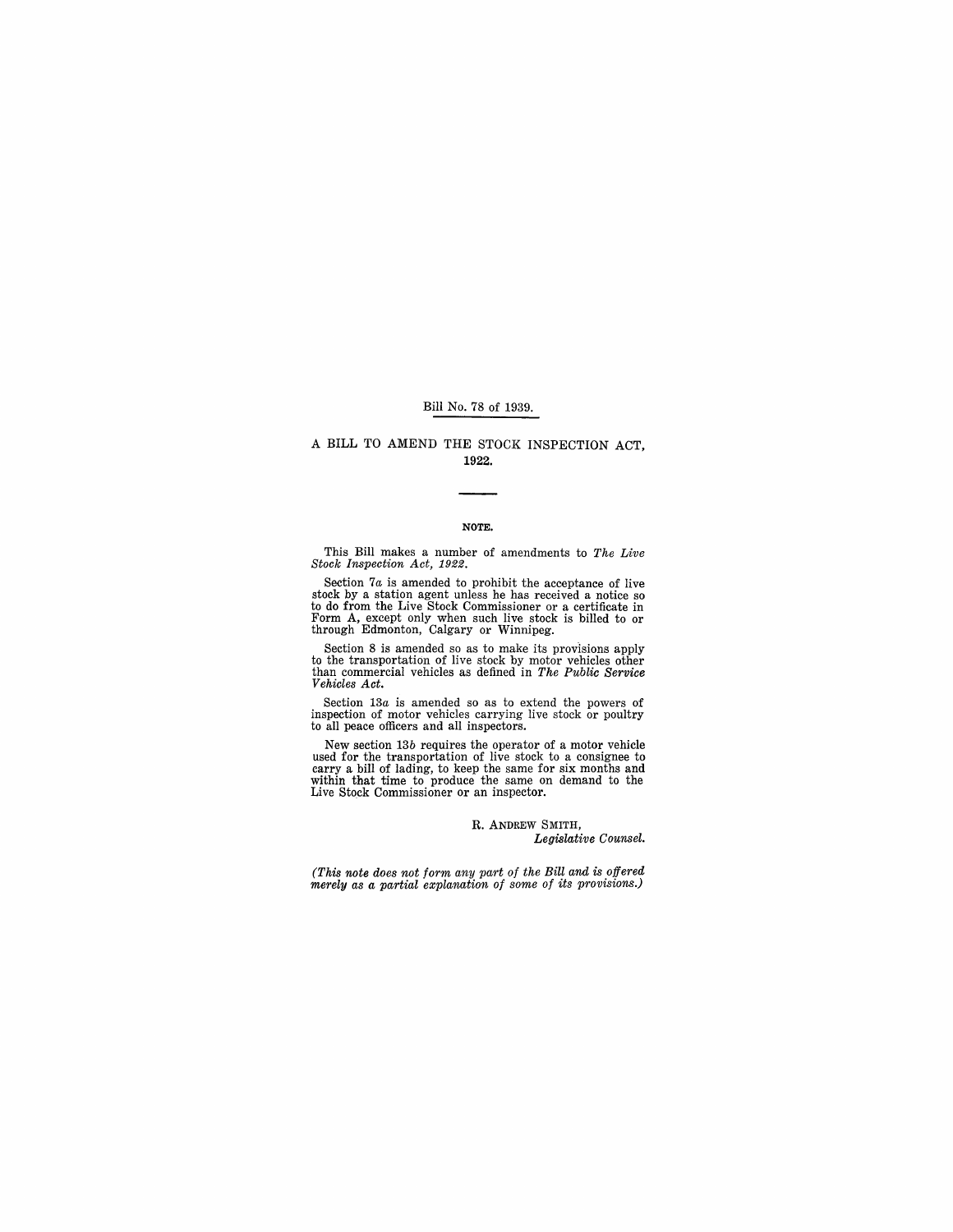Bill No. 78 of 1939.

# A BILL TO AMEND THE STOCK INSPECTION ACT, 1922.

## NOTE.

This Bill makes a number of amendments to *The Live Stock Inspection Act, 1922*.

Section 7*a* is amended to prohibit the acceptance of live stock by a station agent unless he has received a notice so to do from the Live Stock Commissioner or a certificate in Form A, except only when such live stock is billed to or through Edmonton, Calgary or Winnipeg.

Section 8 is amended so as to make its provisions apply to the transportation of live stock by motor vehicles other than commercial vehicles as defined in *The Public Service Vehicles Act*.

Section 13*a* is amended so as to extend the powers of inspection of motor vehicles carrying live stock or poultry to all peace officers and all inspectors.

New section 13*b* requires the operator of a motor vehicle used for the transportation of live stock to a consignee to carry a bill of lading, to keep the same for six months and within that time to produce the same on demand to the Live Stock Commissioner or an inspector.

R. ANDREW SMITH,
*Legislative Counsel.*

*(This note does not form any part of the Bill and is offered merely as a partial explanation of some of its provisions.)*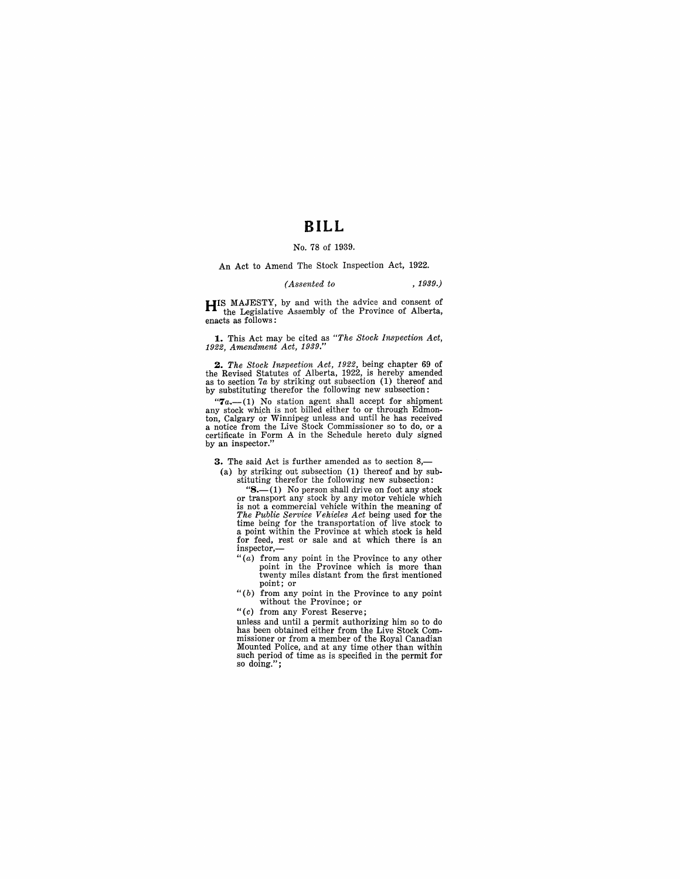# BILL

No. 78 of 1939.

An Act to Amend The Stock Inspection Act, 1922.

*(Assented to , 1939.)*

HIS MAJESTY, by and with the advice and consent of the Legislative Assembly of the Province of Alberta, enacts as follows:

**1.** This Act may be cited as *"The Stock Inspection Act, 1922, Amendment Act, 1939."*

**2.** *The Stock Inspection Act, 1922,* being chapter 69 of the Revised Statutes of Alberta, 1922, is hereby amended as to section 7*a* by striking out subsection (1) thereof and by substituting therefor the following new subsection:

"**7*a*.**—(1) No station agent shall accept for shipment any stock which is not billed either to or through Edmonton, Calgary or Winnipeg unless and until he has received a notice from the Live Stock Commissioner so to do, or a certificate in Form A in the Schedule hereto duly signed by an inspector."

**3.** The said Act is further amended as to section 8,—

(a) by striking out subsection (1) thereof and by substituting therefor the following new subsection:

"**8.**—(1) No person shall drive on foot any stock or transport any stock by any motor vehicle which is not a commercial vehicle within the meaning of *The Public Service Vehicles Act* being used for the time being for the transportation of live stock to a point within the Province at which stock is held for feed, rest or sale and at which there is an inspector,—

"(*a*) from any point in the Province to any other point in the Province which is more than twenty miles distant from the first mentioned point; or

"(*b*) from any point in the Province to any point without the Province; or

"(*c*) from any Forest Reserve;

unless and until a permit authorizing him so to do has been obtained either from the Live Stock Commissioner or from a member of the Royal Canadian Mounted Police, and at any time other than within such period of time as is specified in the permit for so doing.";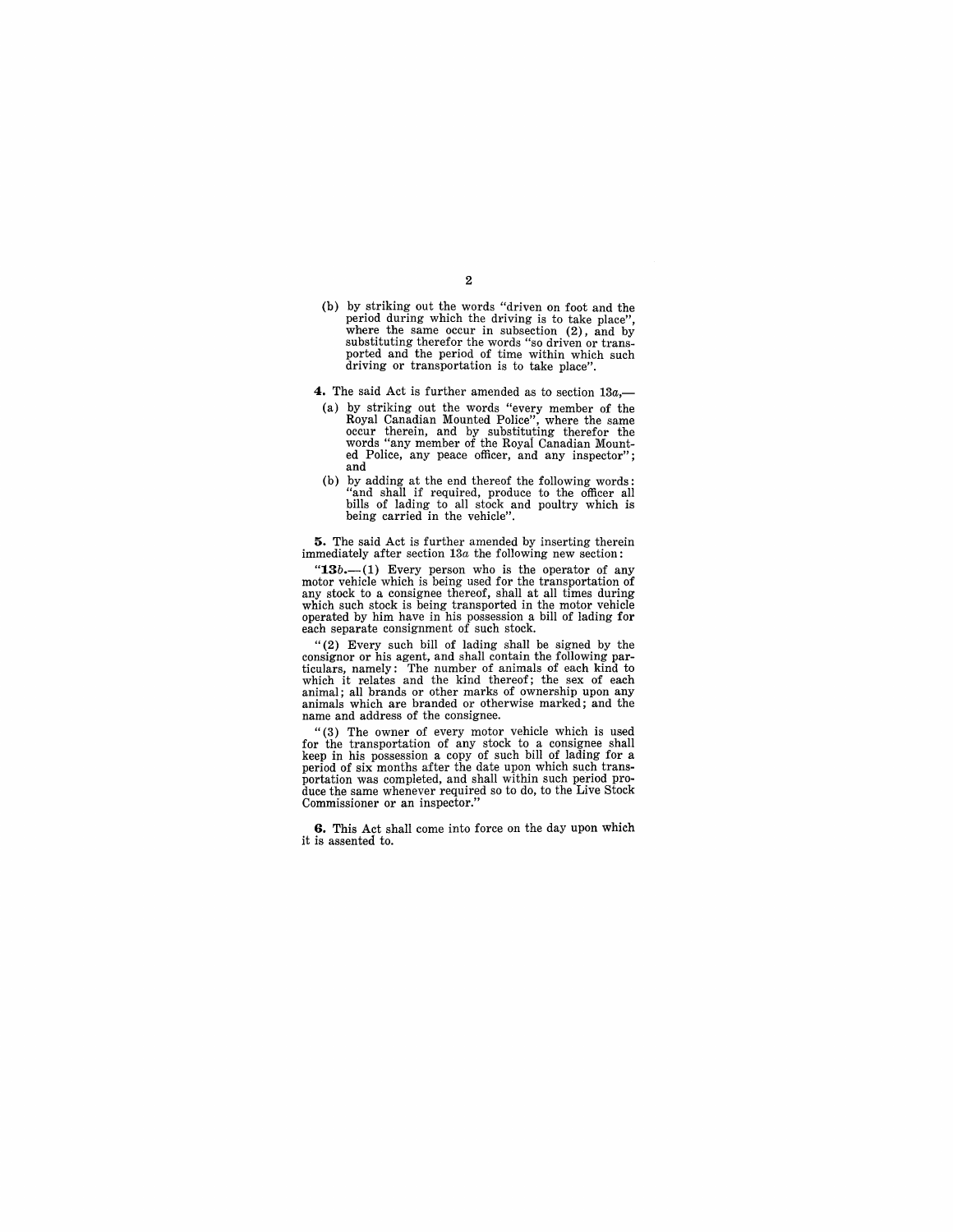(b) by striking out the words "driven on foot and the period during which the driving is to take place", where the same occur in subsection (2), and by substituting therefor the words "so driven or transported and the period of time within which such driving or transportation is to take place".

**4.** The said Act is further amended as to section 13*a*,—

(a) by striking out the words "every member of the Royal Canadian Mounted Police", where the same occur therein, and by substituting therefor the words "any member of the Royal Canadian Mounted Police, any peace officer, and any inspector"; and

(b) by adding at the end thereof the following words: "and shall if required, produce to the officer all bills of lading to all stock and poultry which is being carried in the vehicle".

**5.** The said Act is further amended by inserting therein immediately after section 13*a* the following new section:

"**13*b*.**—(1) Every person who is the operator of any motor vehicle which is being used for the transportation of any stock to a consignee thereof, shall at all times during which such stock is being transported in the motor vehicle operated by him have in his possession a bill of lading for each separate consignment of such stock.

"(2) Every such bill of lading shall be signed by the consignor or his agent, and shall contain the following particulars, namely: The number of animals of each kind to which it relates and the kind thereof; the sex of each animal; all brands or other marks of ownership upon any animals which are branded or otherwise marked; and the name and address of the consignee.

"(3) The owner of every motor vehicle which is used for the transportation of any stock to a consignee shall keep in his possession a copy of such bill of lading for a period of six months after the date upon which such transportation was completed, and shall within such period produce the same whenever required so to do, to the Live Stock Commissioner or an inspector."

**6.** This Act shall come into force on the day upon which it is assented to.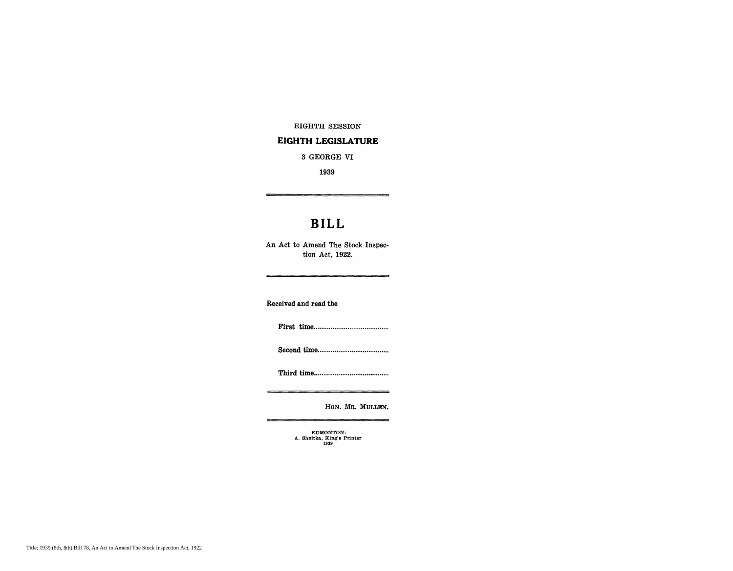EIGHTH SESSION

**EIGHTH LEGISLATURE**

3 GEORGE VI

1939

# BILL

An Act to Amend The Stock Inspection Act, 1922.

**Received and read the**

**First time.......................................**

**Second time.....................................**

**Third time.......................................**

HON. MR. MULLEN.

EDMONTON:
A. Shnitka, King's Printer
1939

Title: 1939 (8th, 8th) Bill 78, An Act to Amend The Stock Inspection Act, 1922